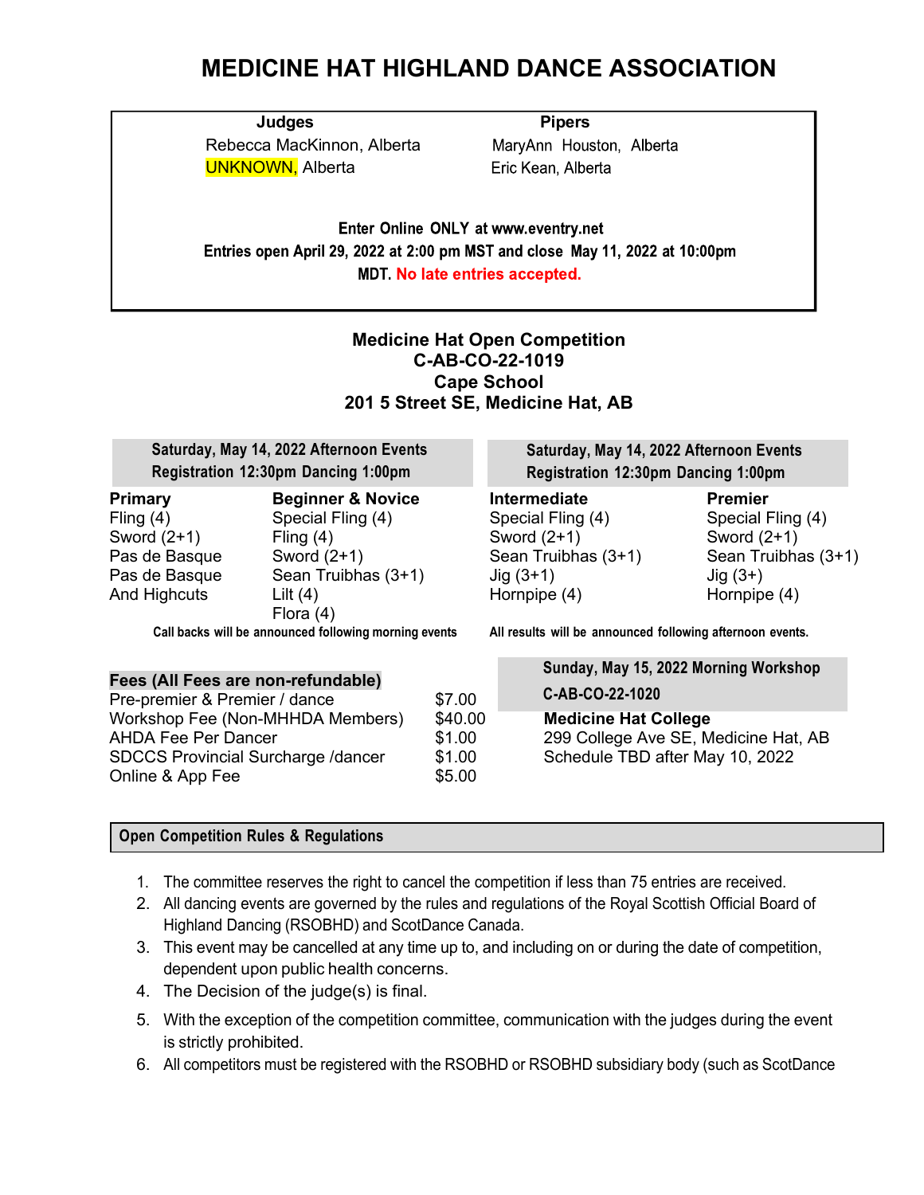# MEDICINE HAT HIGHLAND DANCE ASSOCIATION

| Judges | Pipers |
|---|---|
| Rebecca MacKinnon, Alberta | MaryAnn Houston, Alberta |
| UNKNOWN, Alberta | Eric Kean, Alberta |

**Enter Online ONLY at www.eventry.net**
**Entries open April 29, 2022 at 2:00 pm MST and close May 11, 2022 at 10:00pm MDT. No late entries accepted.**

## Medicine Hat Open Competition
**C-AB-CO-22-1019**
**Cape School**
**201 5 Street SE, Medicine Hat, AB**

**Saturday, May 14, 2022 Afternoon Events**
**Registration 12:30pm Dancing 1:00pm**

| Primary | Beginner & Novice |
|---|---|
| Fling (4) | Special Fling (4) |
| Sword (2+1) | Fling (4) |
| Pas de Basque | Sword (2+1) |
| Pas de Basque | Sean Truibhas (3+1) |
| And Highcuts | Lilt (4) |
| | Flora (4) |

**Call backs will be announced following morning events**

**Saturday, May 14, 2022 Afternoon Events**
**Registration 12:30pm Dancing 1:00pm**

| Intermediate | Premier |
|---|---|
| Special Fling (4) | Special Fling (4) |
| Sword (2+1) | Sword (2+1) |
| Sean Truibhas (3+1) | Sean Truibhas (3+1) |
| Jig (3+1) | Jig (3+) |
| Hornpipe (4) | Hornpipe (4) |

**All results will be announced following afternoon events.**

**Fees (All Fees are non-refundable)**

| | |
|---|---|
| Pre-premier & Premier / dance | $7.00 |
| Workshop Fee (Non-MHHDA Members) | $40.00 |
| AHDA Fee Per Dancer | $1.00 |
| SDCCS Provincial Surcharge /dancer | $1.00 |
| Online & App Fee | $5.00 |

**Sunday, May 15, 2022 Morning Workshop**
**C-AB-CO-22-1020**
**Medicine Hat College**
299 College Ave SE, Medicine Hat, AB
Schedule TBD after May 10, 2022

## Open Competition Rules & Regulations

1. The committee reserves the right to cancel the competition if less than 75 entries are received.
2. All dancing events are governed by the rules and regulations of the Royal Scottish Official Board of Highland Dancing (RSOBHD) and ScotDance Canada.
3. This event may be cancelled at any time up to, and including on or during the date of competition, dependent upon public health concerns.
4. The Decision of the judge(s) is final.
5. With the exception of the competition committee, communication with the judges during the event is strictly prohibited.
6. All competitors must be registered with the RSOBHD or RSOBHD subsidiary body (such as ScotDance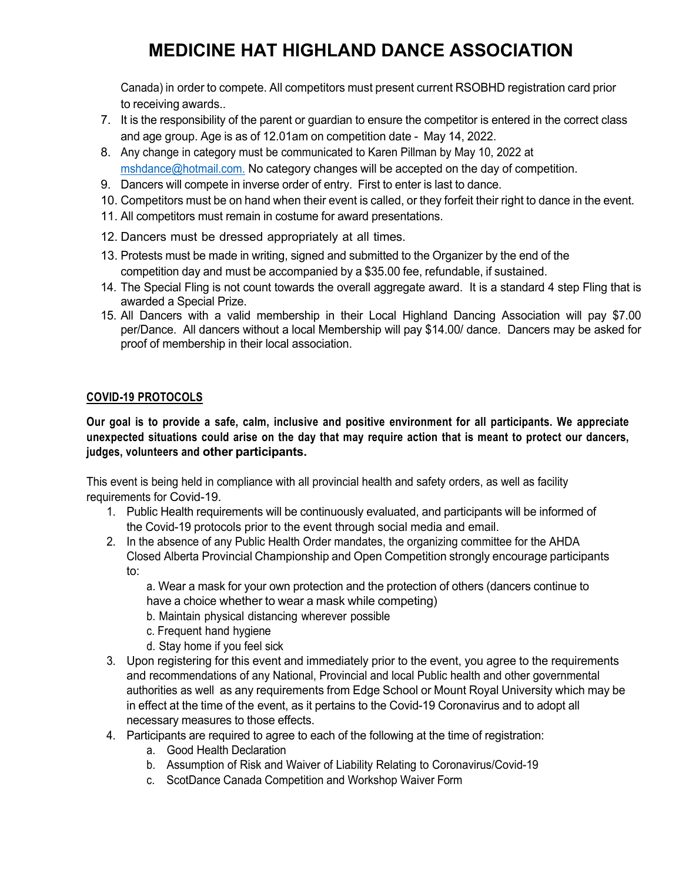# MEDICINE HAT HIGHLAND DANCE ASSOCIATION

Canada) in order to compete. All competitors must present current RSOBHD registration card prior to receiving awards..

7. It is the responsibility of the parent or guardian to ensure the competitor is entered in the correct class and age group. Age is as of 12.01am on competition date - May 14, 2022.
8. Any change in category must be communicated to Karen Pillman by May 10, 2022 at mshdance@hotmail.com. No category changes will be accepted on the day of competition.
9. Dancers will compete in inverse order of entry. First to enter is last to dance.
10. Competitors must be on hand when their event is called, or they forfeit their right to dance in the event.
11. All competitors must remain in costume for award presentations.
12. Dancers must be dressed appropriately at all times.
13. Protests must be made in writing, signed and submitted to the Organizer by the end of the competition day and must be accompanied by a $35.00 fee, refundable, if sustained.
14. The Special Fling is not count towards the overall aggregate award. It is a standard 4 step Fling that is awarded a Special Prize.
15. All Dancers with a valid membership in their Local Highland Dancing Association will pay $7.00 per/Dance. All dancers without a local Membership will pay $14.00/ dance. Dancers may be asked for proof of membership in their local association.

**COVID-19 PROTOCOLS**

**Our goal is to provide a safe, calm, inclusive and positive environment for all participants. We appreciate unexpected situations could arise on the day that may require action that is meant to protect our dancers, judges, volunteers and other participants.**

This event is being held in compliance with all provincial health and safety orders, as well as facility requirements for Covid-19.

1. Public Health requirements will be continuously evaluated, and participants will be informed of the Covid-19 protocols prior to the event through social media and email.
2. In the absence of any Public Health Order mandates, the organizing committee for the AHDA Closed Alberta Provincial Championship and Open Competition strongly encourage participants to:
   a. Wear a mask for your own protection and the protection of others (dancers continue to have a choice whether to wear a mask while competing)
   b. Maintain physical distancing wherever possible
   c. Frequent hand hygiene
   d. Stay home if you feel sick
3. Upon registering for this event and immediately prior to the event, you agree to the requirements and recommendations of any National, Provincial and local Public health and other governmental authorities as well as any requirements from Edge School or Mount Royal University which may be in effect at the time of the event, as it pertains to the Covid-19 Coronavirus and to adopt all necessary measures to those effects.
4. Participants are required to agree to each of the following at the time of registration:
   a. Good Health Declaration
   b. Assumption of Risk and Waiver of Liability Relating to Coronavirus/Covid-19
   c. ScotDance Canada Competition and Workshop Waiver Form